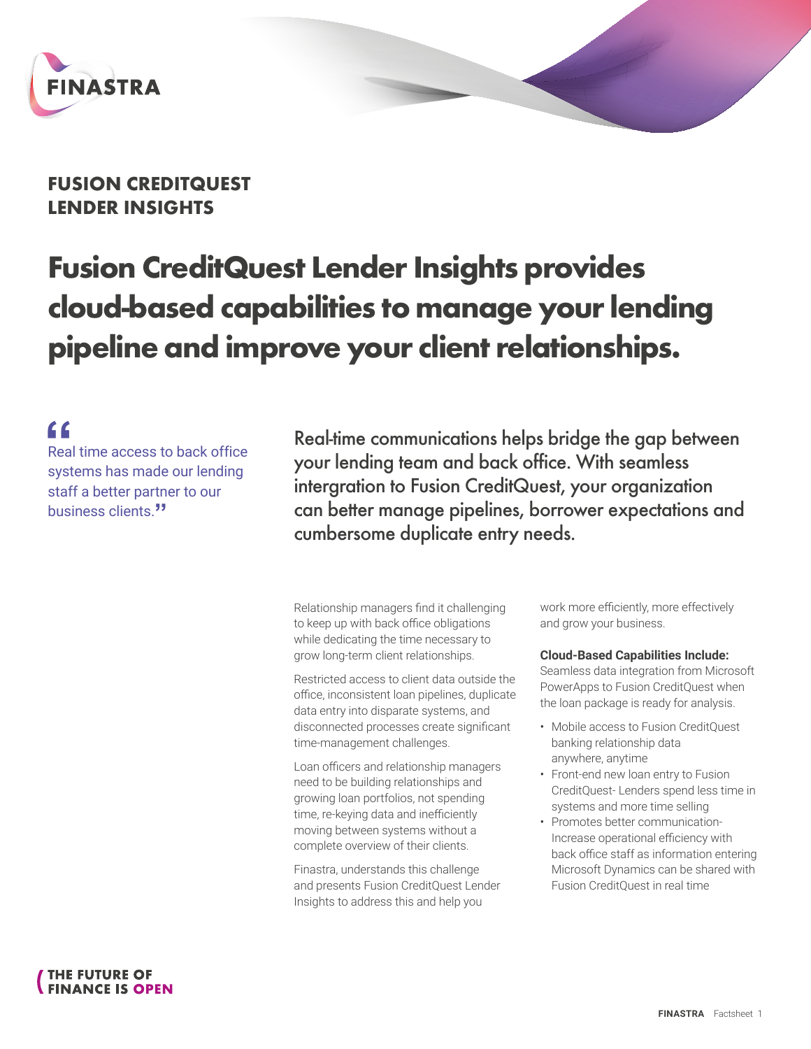FINASTRA

## FUSION CREDITQUEST LENDER INSIGHTS

# Fusion CreditQuest Lender Insights provides cloud-based capabilities to manage your lending pipeline and improve your client relationships.

> "Real time access to back office systems has made our lending staff a better partner to our business clients."

Real-time communications helps bridge the gap between your lending team and back office. With seamless intergration to Fusion CreditQuest, your organization can better manage pipelines, borrower expectations and cumbersome duplicate entry needs.

Relationship managers find it challenging to keep up with back office obligations while dedicating the time necessary to grow long-term client relationships.

Restricted access to client data outside the office, inconsistent loan pipelines, duplicate data entry into disparate systems, and disconnected processes create significant time-management challenges.

Loan officers and relationship managers need to be building relationships and growing loan portfolios, not spending time, re-keying data and inefficiently moving between systems without a complete overview of their clients.

Finastra, understands this challenge and presents Fusion CreditQuest Lender Insights to address this and help you work more efficiently, more effectively and grow your business.

**Cloud-Based Capabilities Include:**
Seamless data integration from Microsoft PowerApps to Fusion CreditQuest when the loan package is ready for analysis.

- Mobile access to Fusion CreditQuest banking relationship data anywhere, anytime
- Front-end new loan entry to Fusion CreditQuest- Lenders spend less time in systems and more time selling
- Promotes better communication- Increase operational efficiency with back office staff as information entering Microsoft Dynamics can be shared with Fusion CreditQuest in real time

THE FUTURE OF FINANCE IS OPEN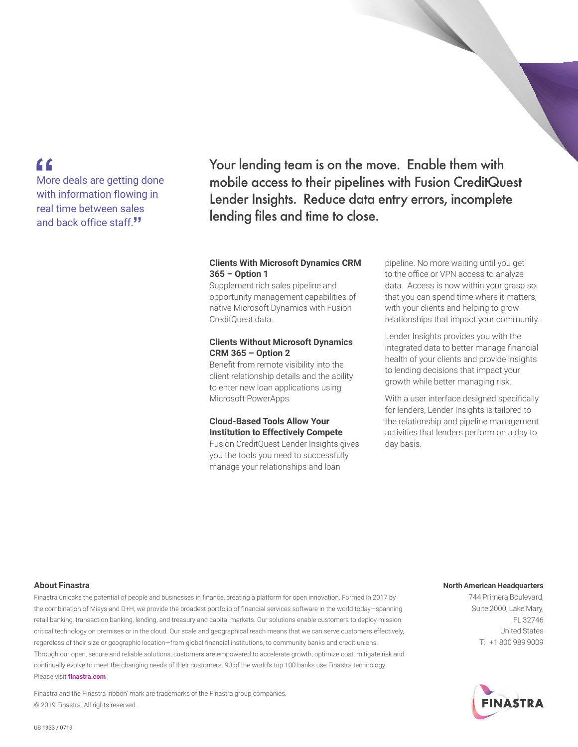> "More deals are getting done with information flowing in real time between sales and back office staff."

## Your lending team is on the move. Enable them with mobile access to their pipelines with Fusion CreditQuest Lender Insights. Reduce data entry errors, incomplete lending files and time to close.

**Clients With Microsoft Dynamics CRM 365 – Option 1**
Supplement rich sales pipeline and opportunity management capabilities of native Microsoft Dynamics with Fusion CreditQuest data.

**Clients Without Microsoft Dynamics CRM 365 – Option 2**
Benefit from remote visibility into the client relationship details and the ability to enter new loan applications using Microsoft PowerApps.

**Cloud-Based Tools Allow Your Institution to Effectively Compete**
Fusion CreditQuest Lender Insights gives you the tools you need to successfully manage your relationships and loan pipeline. No more waiting until you get to the office or VPN access to analyze data. Access is now within your grasp so that you can spend time where it matters, with your clients and helping to grow relationships that impact your community.

Lender Insights provides you with the integrated data to better manage financial health of your clients and provide insights to lending decisions that impact your growth while better managing risk.

With a user interface designed specifically for lenders, Lender Insights is tailored to the relationship and pipeline management activities that lenders perform on a day to day basis.

**About Finastra**

Finastra unlocks the potential of people and businesses in finance, creating a platform for open innovation. Formed in 2017 by the combination of Misys and D+H, we provide the broadest portfolio of financial services software in the world today—spanning retail banking, transaction banking, lending, and treasury and capital markets. Our solutions enable customers to deploy mission critical technology on premises or in the cloud. Our scale and geographical reach means that we can serve customers effectively, regardless of their size or geographic location—from global financial institutions, to community banks and credit unions. Through our open, secure and reliable solutions, customers are empowered to accelerate growth, optimize cost, mitigate risk and continually evolve to meet the changing needs of their customers. 90 of the world's top 100 banks use Finastra technology. Please visit **finastra.com**

Finastra and the Finastra 'ribbon' mark are trademarks of the Finastra group companies.
© 2019 Finastra. All rights reserved.

**North American Headquarters**
744 Primera Boulevard,
Suite 2000, Lake Mary,
FL 32746
United States
T: +1 800 989 9009

FINASTRA

US 1933 / 0719